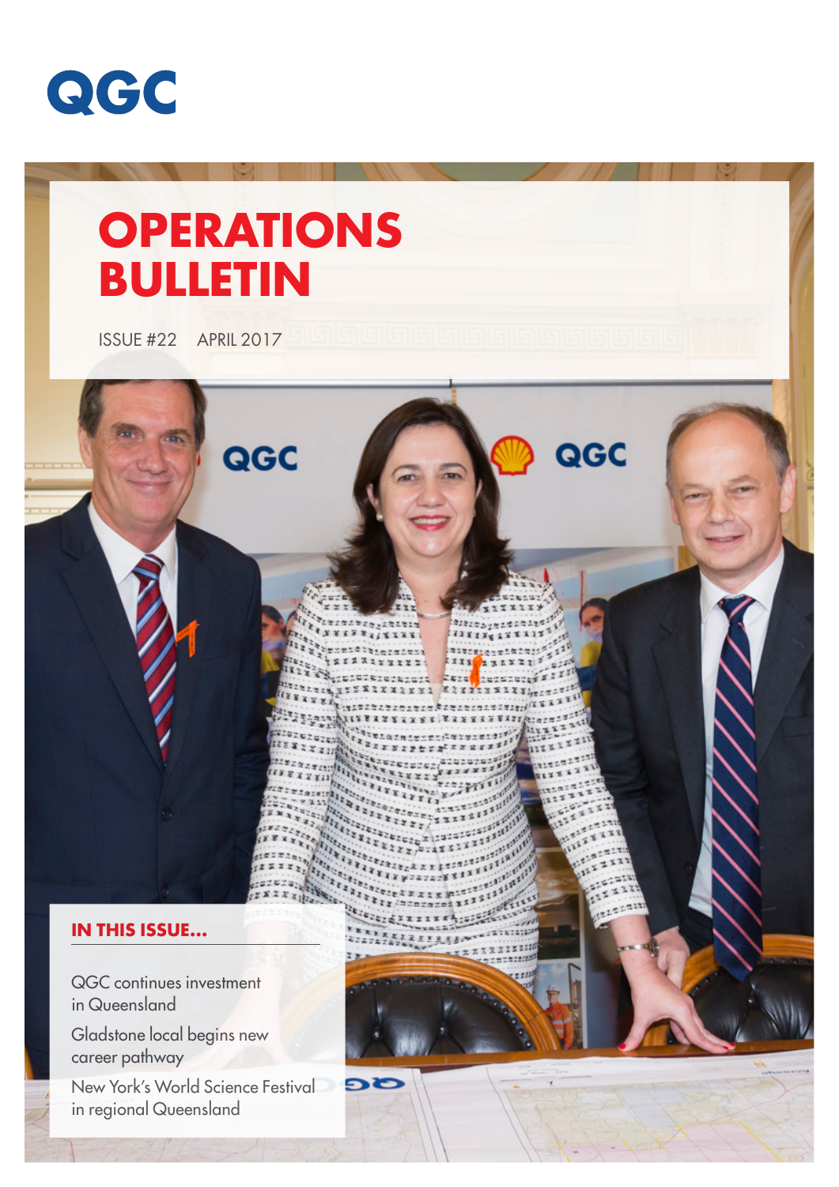QGC

# OPERATIONS BULLETIN

ISSUE #22 APRIL 2017

## IN THIS ISSUE...

QGC continues investment in Queensland

Gladstone local begins new career pathway

New York's World Science Festival in regional Queensland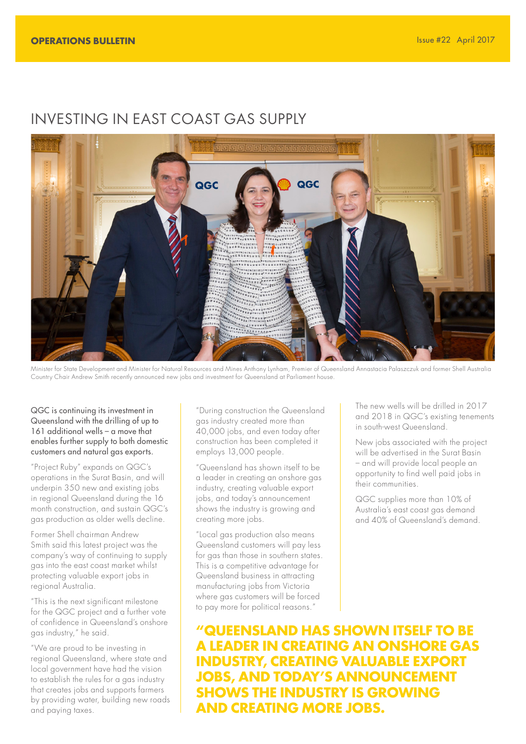# INVESTING IN EAST COAST GAS SUPPLY

Minister for State Development and Minister for Natural Resources and Mines Anthony Lynham, Premier of Queensland Annastacia Palaszczuk and former Shell Australia Country Chair Andrew Smith recently announced new jobs and investment for Queensland at Parliament house.

QGC is continuing its investment in Queensland with the drilling of up to 161 additional wells – a move that enables further supply to both domestic customers and natural gas exports.

"Project Ruby" expands on QGC's operations in the Surat Basin, and will underpin 350 new and existing jobs in regional Queensland during the 16 month construction, and sustain QGC's gas production as older wells decline.

Former Shell chairman Andrew Smith said this latest project was the company's way of continuing to supply gas into the east coast market whilst protecting valuable export jobs in regional Australia.

"This is the next significant milestone for the QGC project and a further vote of confidence in Queensland's onshore gas industry," he said.

"We are proud to be investing in regional Queensland, where state and local government have had the vision to establish the rules for a gas industry that creates jobs and supports farmers by providing water, building new roads and paying taxes.

"During construction the Queensland gas industry created more than 40,000 jobs, and even today after construction has been completed it employs 13,000 people.

"Queensland has shown itself to be a leader in creating an onshore gas industry, creating valuable export jobs, and today's announcement shows the industry is growing and creating more jobs.

"Local gas production also means Queensland customers will pay less for gas than those in southern states. This is a competitive advantage for Queensland business in attracting manufacturing jobs from Victoria where gas customers will be forced to pay more for political reasons."

The new wells will be drilled in 2017 and 2018 in QGC's existing tenements in south-west Queensland.

New jobs associated with the project will be advertised in the Surat Basin – and will provide local people an opportunity to find well paid jobs in their communities.

QGC supplies more than 10% of Australia's east coast gas demand and 40% of Queensland's demand.

**"QUEENSLAND HAS SHOWN ITSELF TO BE A LEADER IN CREATING AN ONSHORE GAS INDUSTRY, CREATING VALUABLE EXPORT JOBS, AND TODAY'S ANNOUNCEMENT SHOWS THE INDUSTRY IS GROWING AND CREATING MORE JOBS.**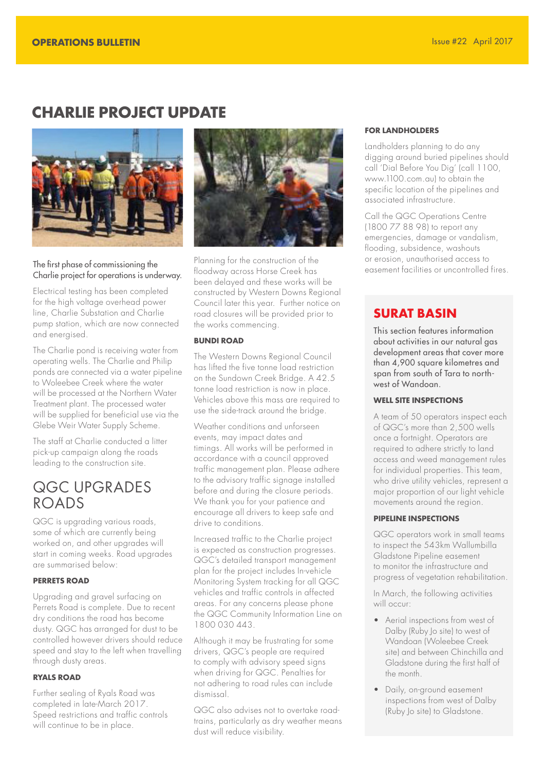## CHARLIE PROJECT UPDATE

The first phase of commissioning the Charlie project for operations is underway.

Electrical testing has been completed for the high voltage overhead power line, Charlie Substation and Charlie pump station, which are now connected and energised.

The Charlie pond is receiving water from operating wells. The Charlie and Philip ponds are connected via a water pipeline to Woleebee Creek where the water will be processed at the Northern Water Treatment plant. The processed water will be supplied for beneficial use via the Glebe Weir Water Supply Scheme.

The staff at Charlie conducted a litter pick-up campaign along the roads leading to the construction site.

## QGC UPGRADES ROADS

QGC is upgrading various roads, some of which are currently being worked on, and other upgrades will start in coming weeks. Road upgrades are summarised below:

### PERRETS ROAD

Upgrading and gravel surfacing on Perrets Road is complete. Due to recent dry conditions the road has become dusty. QGC has arranged for dust to be controlled however drivers should reduce speed and stay to the left when travelling through dusty areas.

### RYALS ROAD

Further sealing of Ryals Road was completed in late-March 2017. Speed restrictions and traffic controls will continue to be in place.

Planning for the construction of the floodway across Horse Creek has been delayed and these works will be constructed by Western Downs Regional Council later this year. Further notice on road closures will be provided prior to the works commencing.

### BUNDI ROAD

The Western Downs Regional Council has lifted the five tonne load restriction on the Sundown Creek Bridge. A 42.5 tonne load restriction is now in place. Vehicles above this mass are required to use the side-track around the bridge.

Weather conditions and unforseen events, may impact dates and timings. All works will be performed in accordance with a council approved traffic management plan. Please adhere to the advisory traffic signage installed before and during the closure periods. We thank you for your patience and encourage all drivers to keep safe and drive to conditions.

Increased traffic to the Charlie project is expected as construction progresses. QGC's detailed transport management plan for the project includes In-vehicle Monitoring System tracking for all QGC vehicles and traffic controls in affected areas. For any concerns please phone the QGC Community Information Line on 1800 030 443.

Although it may be frustrating for some drivers, QGC's people are required to comply with advisory speed signs when driving for QGC. Penalties for not adhering to road rules can include dismissal.

QGC also advises not to overtake road-trains, particularly as dry weather means dust will reduce visibility.

### FOR LANDHOLDERS

Landholders planning to do any digging around buried pipelines should call 'Dial Before You Dig' (call 1100, www.1100.com.au) to obtain the specific location of the pipelines and associated infrastructure.

Call the QGC Operations Centre (1800 77 88 98) to report any emergencies, damage or vandalism, flooding, subsidence, washouts or erosion, unauthorised access to easement facilities or uncontrolled fires.

## SURAT BASIN

This section features information about activities in our natural gas development areas that cover more than 4,900 square kilometres and span from south of Tara to north-west of Wandoan.

### WELL SITE INSPECTIONS

A team of 50 operators inspect each of QGC's more than 2,500 wells once a fortnight. Operators are required to adhere strictly to land access and weed management rules for individual properties. This team, who drive utility vehicles, represent a major proportion of our light vehicle movements around the region.

### PIPELINE INSPECTIONS

QGC operators work in small teams to inspect the 543km Wallumbilla Gladstone Pipeline easement to monitor the infrastructure and progress of vegetation rehabilitation.

In March, the following activities will occur:

- Aerial inspections from west of Dalby (Ruby Jo site) to west of Wandoan (Woleebee Creek site) and between Chinchilla and Gladstone during the first half of the month.
- Daily, on-ground easement inspections from west of Dalby (Ruby Jo site) to Gladstone.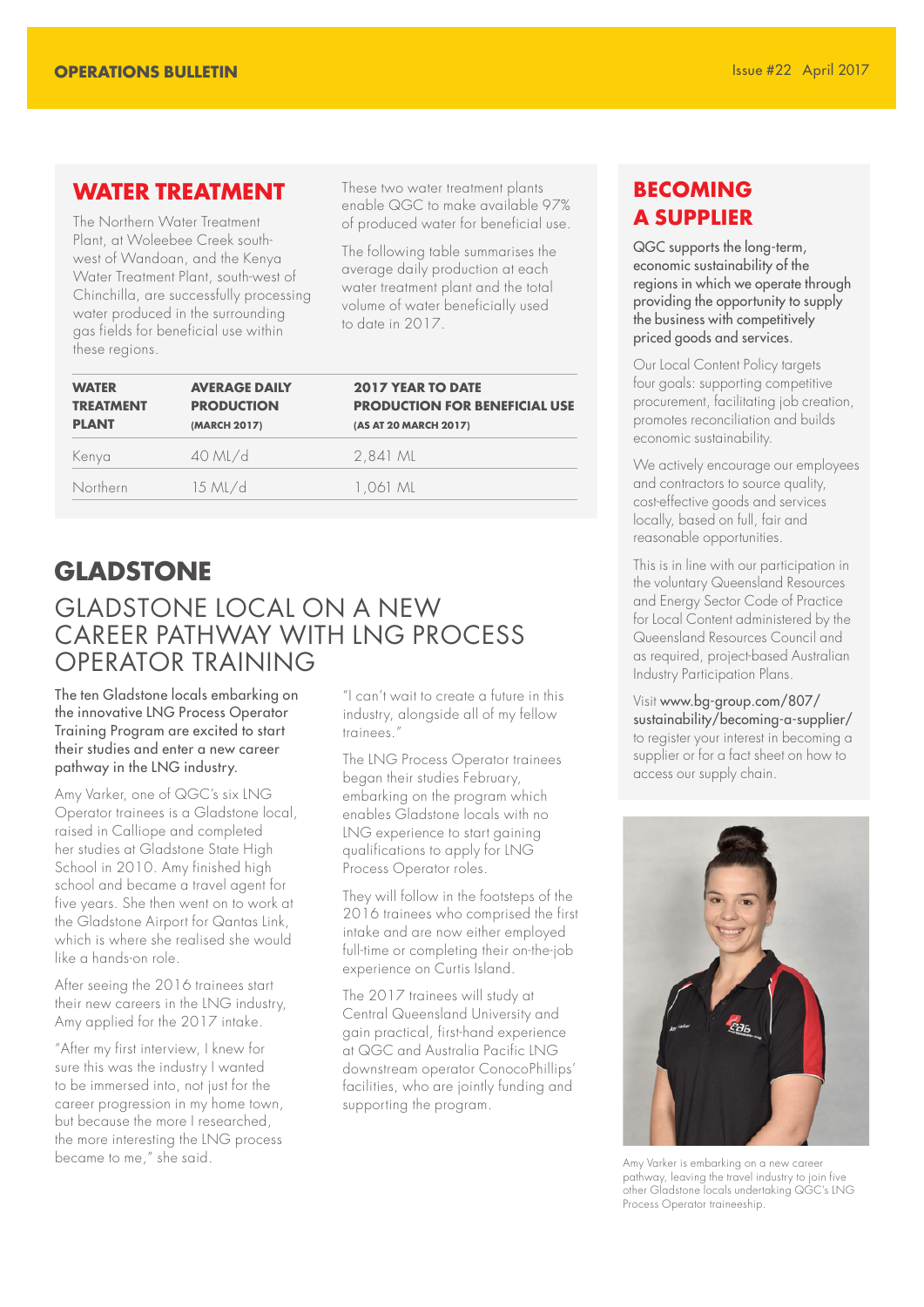## WATER TREATMENT

The Northern Water Treatment Plant, at Woleebee Creek south-west of Wandoan, and the Kenya Water Treatment Plant, south-west of Chinchilla, are successfully processing water produced in the surrounding gas fields for beneficial use within these regions.

These two water treatment plants enable QGC to make available 97% of produced water for beneficial use.

The following table summarises the average daily production at each water treatment plant and the total volume of water beneficially used to date in 2017.

| WATER TREATMENT PLANT | AVERAGE DAILY PRODUCTION (MARCH 2017) | 2017 YEAR TO DATE PRODUCTION FOR BENEFICIAL USE (AS AT 20 MARCH 2017) |
|---|---|---|
| Kenya | 40 ML/d | 2,841 ML |
| Northern | 15 ML/d | 1,061 ML |

## BECOMING A SUPPLIER

QGC supports the long-term, economic sustainability of the regions in which we operate through providing the opportunity to supply the business with competitively priced goods and services.

Our Local Content Policy targets four goals: supporting competitive procurement, facilitating job creation, promotes reconciliation and builds economic sustainability.

We actively encourage our employees and contractors to source quality, cost-effective goods and services locally, based on full, fair and reasonable opportunities.

This is in line with our participation in the voluntary Queensland Resources and Energy Sector Code of Practice for Local Content administered by the Queensland Resources Council and as required, project-based Australian Industry Participation Plans.

Visit www.bg-group.com/807/sustainability/becoming-a-supplier/ to register your interest in becoming a supplier or for a fact sheet on how to access our supply chain.

# GLADSTONE

## GLADSTONE LOCAL ON A NEW CAREER PATHWAY WITH LNG PROCESS OPERATOR TRAINING

The ten Gladstone locals embarking on the innovative LNG Process Operator Training Program are excited to start their studies and enter a new career pathway in the LNG industry.

Amy Varker, one of QGC's six LNG Operator trainees is a Gladstone local, raised in Calliope and completed her studies at Gladstone State High School in 2010. Amy finished high school and became a travel agent for five years. She then went on to work at the Gladstone Airport for Qantas Link, which is where she realised she would like a hands-on role.

After seeing the 2016 trainees start their new careers in the LNG industry, Amy applied for the 2017 intake.

"After my first interview, I knew for sure this was the industry I wanted to be immersed into, not just for the career progression in my home town, but because the more I researched, the more interesting the LNG process became to me," she said.

"I can't wait to create a future in this industry, alongside all of my fellow trainees."

The LNG Process Operator trainees began their studies February, embarking on the program which enables Gladstone locals with no LNG experience to start gaining qualifications to apply for LNG Process Operator roles.

They will follow in the footsteps of the 2016 trainees who comprised the first intake and are now either employed full-time or completing their on-the-job experience on Curtis Island.

The 2017 trainees will study at Central Queensland University and gain practical, first-hand experience at QGC and Australia Pacific LNG downstream operator ConocoPhillips' facilities, who are jointly funding and supporting the program.

Amy Varker is embarking on a new career pathway, leaving the travel industry to join five other Gladstone locals undertaking QGC's LNG Process Operator traineeship.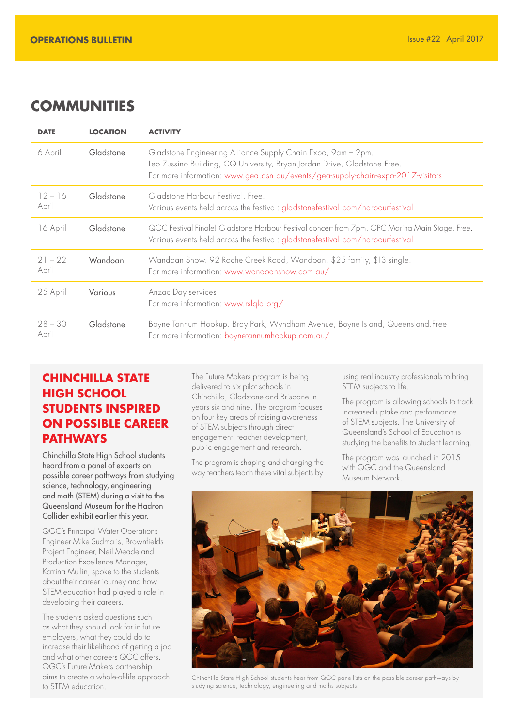## COMMUNITIES

| DATE | LOCATION | ACTIVITY |
|---|---|---|
| 6 April | Gladstone | Gladstone Engineering Alliance Supply Chain Expo, 9am – 2pm. Leo Zussino Building, CQ University, Bryan Jordan Drive, Gladstone. Free. For more information: www.gea.asn.au/events/gea-supply-chain-expo-2017-visitors |
| 12 – 16 April | Gladstone | Gladstone Harbour Festival. Free. Various events held across the festival: gladstonefestival.com/harbourfestival |
| 16 April | Gladstone | QGC Festival Finale! Gladstone Harbour Festival concert from 7pm. GPC Marina Main Stage. Free. Various events held across the festival: gladstonefestival.com/harbourfestival |
| 21 – 22 April | Wandoan | Wandoan Show. 92 Roche Creek Road, Wandoan. $25 family, $13 single. For more information: www.wandoanshow.com.au/ |
| 25 April | Various | Anzac Day services For more information: www.rslqld.org/ |
| 28 – 30 April | Gladstone | Boyne Tannum Hookup. Bray Park, Wyndham Avenue, Boyne Island, Queensland. Free For more information: boynetannumhookup.com.au/ |

## CHINCHILLA STATE HIGH SCHOOL STUDENTS INSPIRED ON POSSIBLE CAREER PATHWAYS

Chinchilla State High School students heard from a panel of experts on possible career pathways from studying science, technology, engineering and math (STEM) during a visit to the Queensland Museum for the Hadron Collider exhibit earlier this year.

QGC's Principal Water Operations Engineer Mike Sudmalis, Brownfields Project Engineer, Neil Meade and Production Excellence Manager, Katrina Mullin, spoke to the students about their career journey and how STEM education had played a role in developing their careers.

The students asked questions such as what they should look for in future employers, what they could do to increase their likelihood of getting a job and what other careers QGC offers. QGC's Future Makers partnership aims to create a whole-of-life approach to STEM education.

The Future Makers program is being delivered to six pilot schools in Chinchilla, Gladstone and Brisbane in years six and nine. The program focuses on four key areas of raising awareness of STEM subjects through direct engagement, teacher development, public engagement and research.

The program is shaping and changing the way teachers teach these vital subjects by using real industry professionals to bring STEM subjects to life.

The program is allowing schools to track increased uptake and performance of STEM subjects. The University of Queensland's School of Education is studying the benefits to student learning.

The program was launched in 2015 with QGC and the Queensland Museum Network.

Chinchilla State High School students hear from QGC panellists on the possible career pathways by studying science, technology, engineering and maths subjects.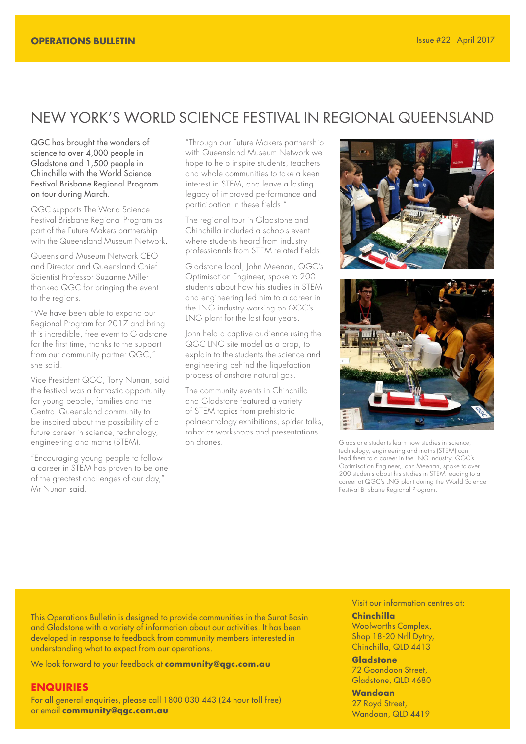# NEW YORK'S WORLD SCIENCE FESTIVAL IN REGIONAL QUEENSLAND

QGC has brought the wonders of science to over 4,000 people in Gladstone and 1,500 people in Chinchilla with the World Science Festival Brisbane Regional Program on tour during March.

QGC supports The World Science Festival Brisbane Regional Program as part of the Future Makers partnership with the Queensland Museum Network.

Queensland Museum Network CEO and Director and Queensland Chief Scientist Professor Suzanne Miller thanked QGC for bringing the event to the regions.

"We have been able to expand our Regional Program for 2017 and bring this incredible, free event to Gladstone for the first time, thanks to the support from our community partner QGC," she said.

Vice President QGC, Tony Nunan, said the festival was a fantastic opportunity for young people, families and the Central Queensland community to be inspired about the possibility of a future career in science, technology, engineering and maths (STEM).

"Encouraging young people to follow a career in STEM has proven to be one of the greatest challenges of our day," Mr Nunan said.

"Through our Future Makers partnership with Queensland Museum Network we hope to help inspire students, teachers and whole communities to take a keen interest in STEM, and leave a lasting legacy of improved performance and participation in these fields."

The regional tour in Gladstone and Chinchilla included a schools event where students heard from industry professionals from STEM related fields.

Gladstone local, John Meenan, QGC's Optimisation Engineer, spoke to 200 students about how his studies in STEM and engineering led him to a career in the LNG industry working on QGC's LNG plant for the last four years.

John held a captive audience using the QGC LNG site model as a prop, to explain to the students the science and engineering behind the liquefaction process of onshore natural gas.

The community events in Chinchilla and Gladstone featured a variety of STEM topics from prehistoric palaeontology exhibitions, spider talks, robotics workshops and presentations on drones.

Gladstone students learn how studies in science, technology, engineering and maths (STEM) can lead them to a career in the LNG industry. QGC's Optimisation Engineer, John Meenan, spoke to over 200 students about his studies in STEM leading to a career at QGC's LNG plant during the World Science Festival Brisbane Regional Program.

This Operations Bulletin is designed to provide communities in the Surat Basin and Gladstone with a variety of information about our activities. It has been developed in response to feedback from community members interested in understanding what to expect from our operations.

We look forward to your feedback at **community@qgc.com.au**

## ENQUIRIES

For all general enquiries, please call 1800 030 443 (24 hour toll free) or email **community@qgc.com.au**

Visit our information centres at:

**Chinchilla**
Woolworths Complex,
Shop 18-20 Nrll Dytry,
Chinchilla, QLD 4413

**Gladstone**
72 Goondoon Street,
Gladstone, QLD 4680

**Wandoan**
27 Royd Street,
Wandoan, QLD 4419